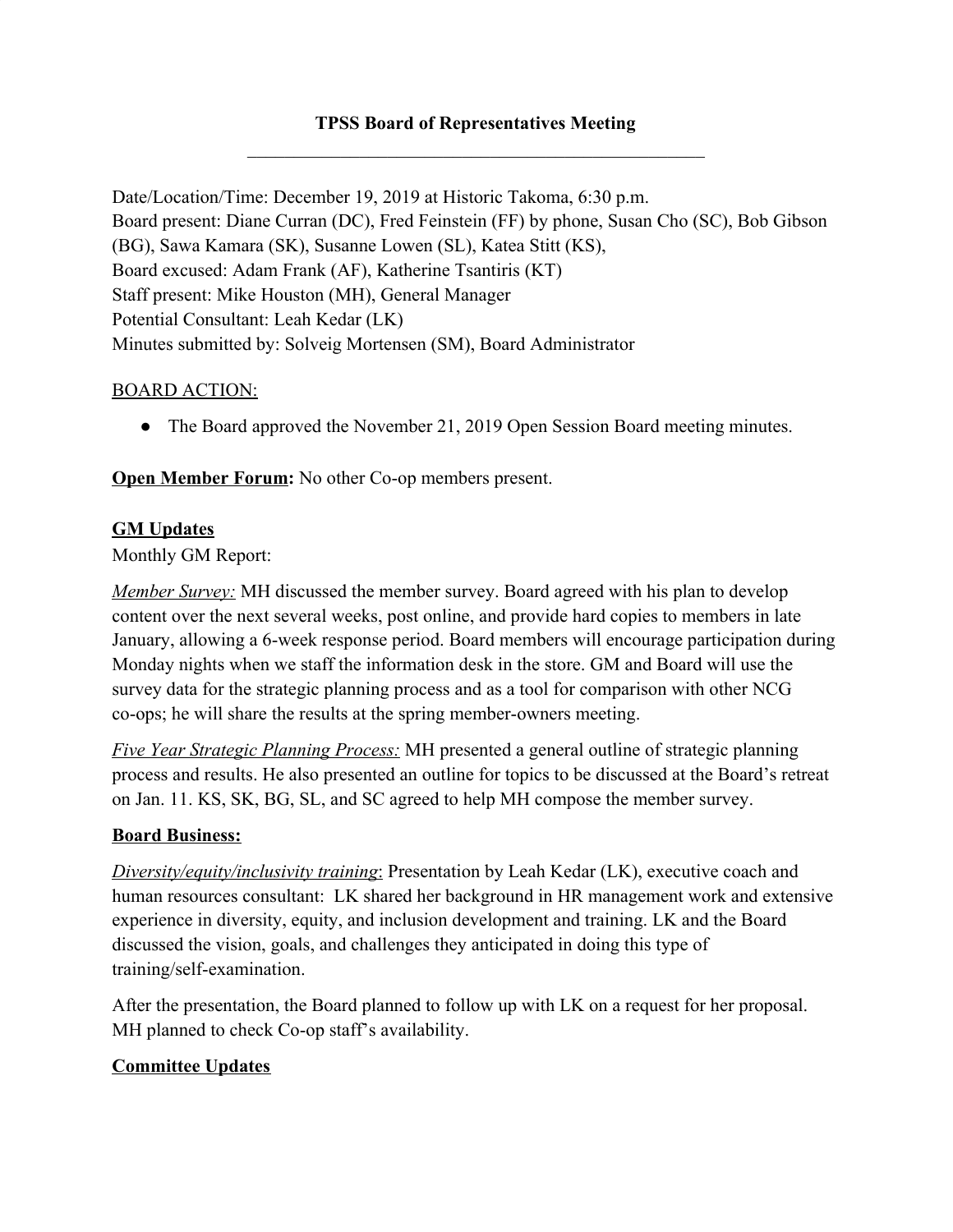# TPSS Board of Representatives Meeting

Date/Location/Time: December 19, 2019 at Historic Takoma, 6:30 p.m.
Board present: Diane Curran (DC), Fred Feinstein (FF) by phone, Susan Cho (SC), Bob Gibson (BG), Sawa Kamara (SK), Susanne Lowen (SL), Katea Stitt (KS),
Board excused: Adam Frank (AF), Katherine Tsantiris (KT)
Staff present: Mike Houston (MH), General Manager
Potential Consultant: Leah Kedar (LK)
Minutes submitted by: Solveig Mortensen (SM), Board Administrator

BOARD ACTION:

- The Board approved the November 21, 2019 Open Session Board meeting minutes.

**Open Member Forum:** No other Co-op members present.

**GM Updates**

Monthly GM Report:

*Member Survey:* MH discussed the member survey. Board agreed with his plan to develop content over the next several weeks, post online, and provide hard copies to members in late January, allowing a 6-week response period. Board members will encourage participation during Monday nights when we staff the information desk in the store. GM and Board will use the survey data for the strategic planning process and as a tool for comparison with other NCG co-ops; he will share the results at the spring member-owners meeting.

*Five Year Strategic Planning Process:* MH presented a general outline of strategic planning process and results. He also presented an outline for topics to be discussed at the Board's retreat on Jan. 11. KS, SK, BG, SL, and SC agreed to help MH compose the member survey.

**Board Business:**

*Diversity/equity/inclusivity training*: Presentation by Leah Kedar (LK), executive coach and human resources consultant: LK shared her background in HR management work and extensive experience in diversity, equity, and inclusion development and training. LK and the Board discussed the vision, goals, and challenges they anticipated in doing this type of training/self-examination.

After the presentation, the Board planned to follow up with LK on a request for her proposal. MH planned to check Co-op staff's availability.

**Committee Updates**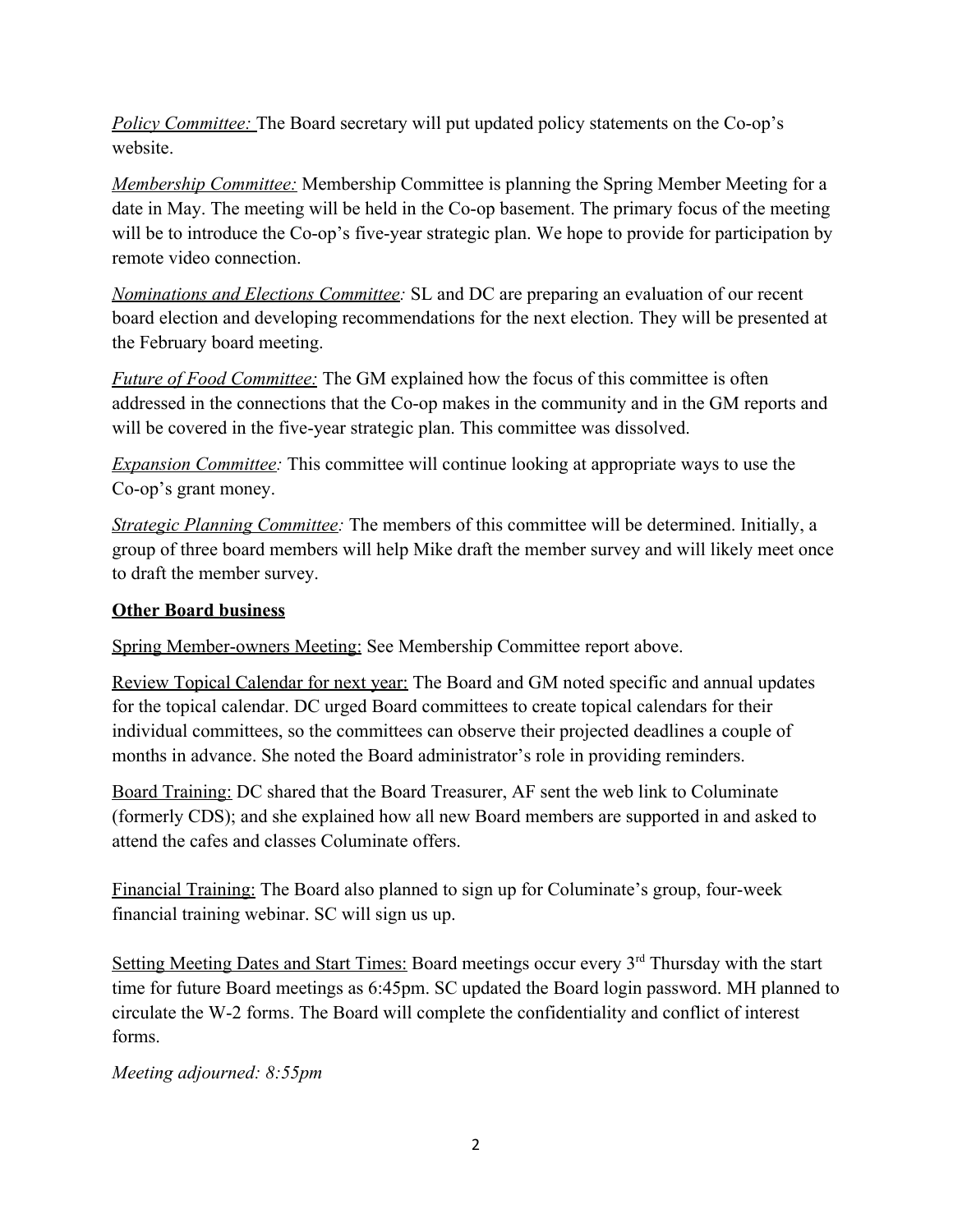*Policy Committee:* The Board secretary will put updated policy statements on the Co-op's website.

*Membership Committee:* Membership Committee is planning the Spring Member Meeting for a date in May. The meeting will be held in the Co-op basement. The primary focus of the meeting will be to introduce the Co-op's five-year strategic plan. We hope to provide for participation by remote video connection.

*Nominations and Elections Committee:* SL and DC are preparing an evaluation of our recent board election and developing recommendations for the next election. They will be presented at the February board meeting.

*Future of Food Committee:* The GM explained how the focus of this committee is often addressed in the connections that the Co-op makes in the community and in the GM reports and will be covered in the five-year strategic plan. This committee was dissolved.

*Expansion Committee:* This committee will continue looking at appropriate ways to use the Co-op's grant money.

*Strategic Planning Committee:* The members of this committee will be determined. Initially, a group of three board members will help Mike draft the member survey and will likely meet once to draft the member survey.

**Other Board business**

Spring Member-owners Meeting: See Membership Committee report above.

Review Topical Calendar for next year: The Board and GM noted specific and annual updates for the topical calendar. DC urged Board committees to create topical calendars for their individual committees, so the committees can observe their projected deadlines a couple of months in advance. She noted the Board administrator's role in providing reminders.

Board Training: DC shared that the Board Treasurer, AF sent the web link to Columinate (formerly CDS); and she explained how all new Board members are supported in and asked to attend the cafes and classes Columinate offers.

Financial Training: The Board also planned to sign up for Columinate's group, four-week financial training webinar. SC will sign us up.

Setting Meeting Dates and Start Times: Board meetings occur every 3rd Thursday with the start time for future Board meetings as 6:45pm. SC updated the Board login password. MH planned to circulate the W-2 forms. The Board will complete the confidentiality and conflict of interest forms.

*Meeting adjourned: 8:55pm*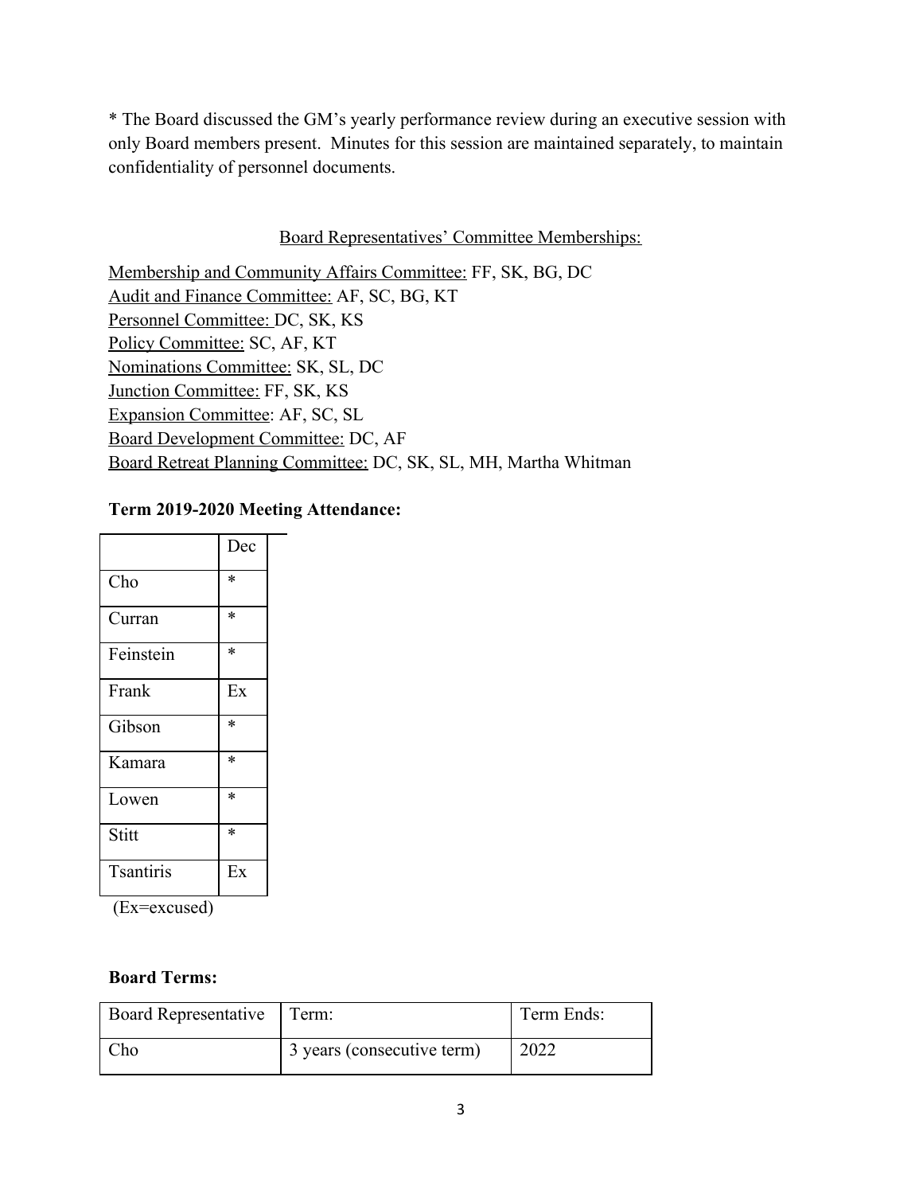* The Board discussed the GM's yearly performance review during an executive session with only Board members present. Minutes for this session are maintained separately, to maintain confidentiality of personnel documents.

<u>Board Representatives' Committee Memberships:</u>

<u>Membership and Community Affairs Committee:</u> FF, SK, BG, DC
<u>Audit and Finance Committee:</u> AF, SC, BG, KT
<u>Personnel Committee:</u> DC, SK, KS
<u>Policy Committee:</u> SC, AF, KT
<u>Nominations Committee:</u> SK, SL, DC
<u>Junction Committee:</u> FF, SK, KS
<u>Expansion Committee</u>: AF, SC, SL
<u>Board Development Committee:</u> DC, AF
<u>Board Retreat Planning Committee:</u> DC, SK, SL, MH, Martha Whitman

**Term 2019-2020 Meeting Attendance:**

| | Dec |
|---|---|
| Cho | * |
| Curran | * |
| Feinstein | * |
| Frank | Ex |
| Gibson | * |
| Kamara | * |
| Lowen | * |
| Stitt | * |
| Tsantiris | Ex |

(Ex=excused)

**Board Terms:**

| Board Representative | Term: | Term Ends: |
|---|---|---|
| Cho | 3 years (consecutive term) | 2022 |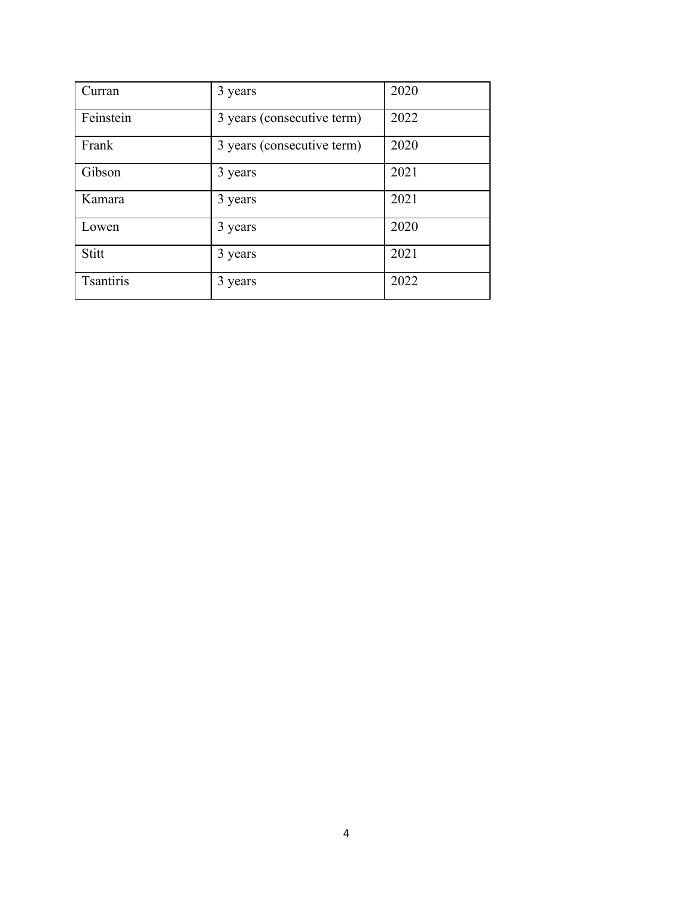| | | |
|---|---|---|
| Curran | 3 years | 2020 |
| Feinstein | 3 years (consecutive term) | 2022 |
| Frank | 3 years (consecutive term) | 2020 |
| Gibson | 3 years | 2021 |
| Kamara | 3 years | 2021 |
| Lowen | 3 years | 2020 |
| Stitt | 3 years | 2021 |
| Tsantiris | 3 years | 2022 |